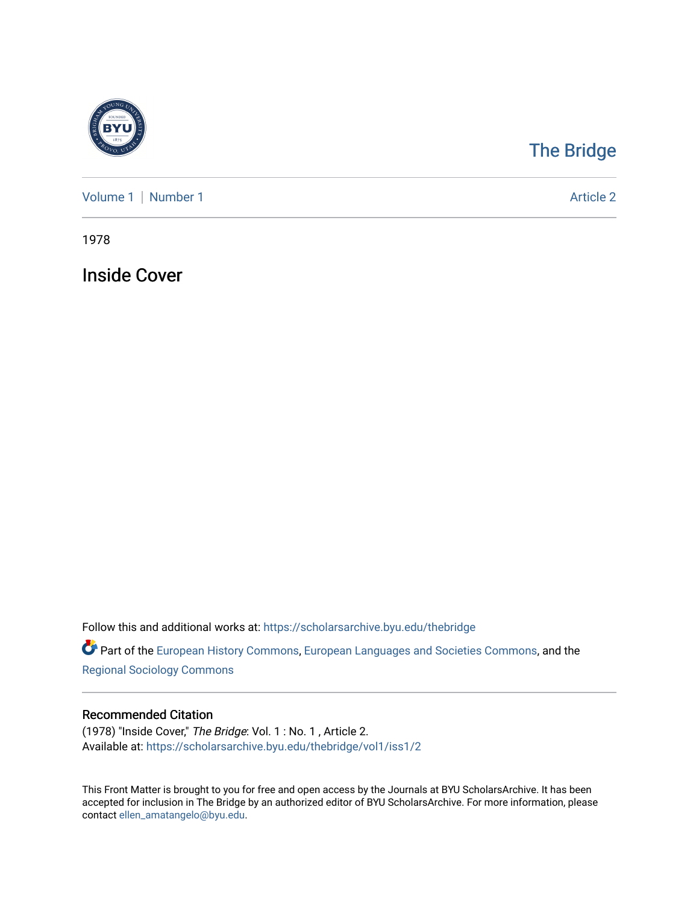The Bridge

Volume 1 | Number 1 Article 2

1978

# Inside Cover

Follow this and additional works at: https://scholarsarchive.byu.edu/thebridge

Part of the European History Commons, European Languages and Societies Commons, and the Regional Sociology Commons

## Recommended Citation

(1978) "Inside Cover," *The Bridge*: Vol. 1 : No. 1 , Article 2.
Available at: https://scholarsarchive.byu.edu/thebridge/vol1/iss1/2

This Front Matter is brought to you for free and open access by the Journals at BYU ScholarsArchive. It has been accepted for inclusion in The Bridge by an authorized editor of BYU ScholarsArchive. For more information, please contact ellen_amatangelo@byu.edu.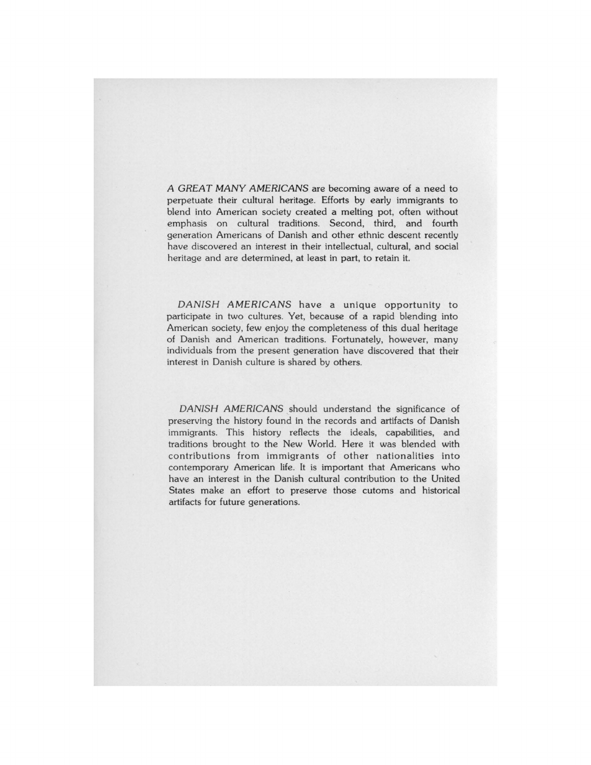*A GREAT MANY AMERICANS* are becoming aware of a need to perpetuate their cultural heritage. Efforts by early immigrants to blend into American society created a melting pot, often without emphasis on cultural traditions. Second, third, and fourth generation Americans of Danish and other ethnic descent recently have discovered an interest in their intellectual, cultural, and social heritage and are determined, at least in part, to retain it.

*DANISH AMERICANS* have a unique opportunity to participate in two cultures. Yet, because of a rapid blending into American society, few enjoy the completeness of this dual heritage of Danish and American traditions. Fortunately, however, many individuals from the present generation have discovered that their interest in Danish culture is shared by others.

*DANISH AMERICANS* should understand the significance of preserving the history found in the records and artifacts of Danish immigrants. This history reflects the ideals, capabilities, and traditions brought to the New World. Here it was blended with contributions from immigrants of other nationalities into contemporary American life. It is important that Americans who have an interest in the Danish cultural contribution to the United States make an effort to preserve those cutoms and historical artifacts for future generations.